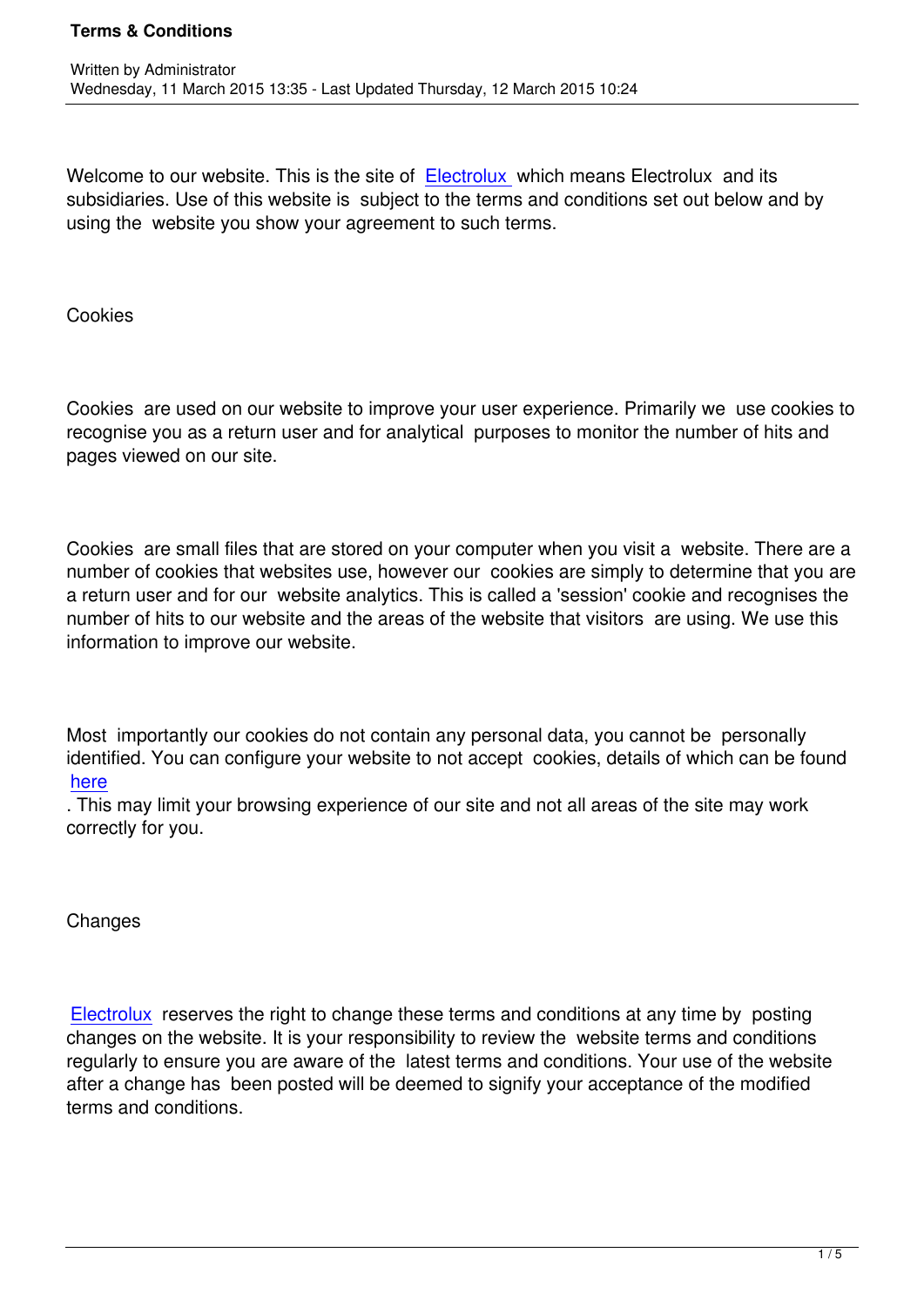# Terms & Conditions

Written by Administrator
Wednesday, 11 March 2015 13:35 - Last Updated Thursday, 12 March 2015 10:24

Welcome to our website. This is the site of Electrolux which means Electrolux and its subsidiaries. Use of this website is subject to the terms and conditions set out below and by using the website you show your agreement to such terms.

## Cookies

Cookies are used on our website to improve your user experience. Primarily we use cookies to recognise you as a return user and for analytical purposes to monitor the number of hits and pages viewed on our site.

Cookies are small files that are stored on your computer when you visit a website. There are a number of cookies that websites use, however our cookies are simply to determine that you are a return user and for our website analytics. This is called a 'session' cookie and recognises the number of hits to our website and the areas of the website that visitors are using. We use this information to improve our website.

Most importantly our cookies do not contain any personal data, you cannot be personally identified. You can configure your website to not accept cookies, details of which can be found here. This may limit your browsing experience of our site and not all areas of the site may work correctly for you.

## Changes

Electrolux reserves the right to change these terms and conditions at any time by posting changes on the website. It is your responsibility to review the website terms and conditions regularly to ensure you are aware of the latest terms and conditions. Your use of the website after a change has been posted will be deemed to signify your acceptance of the modified terms and conditions.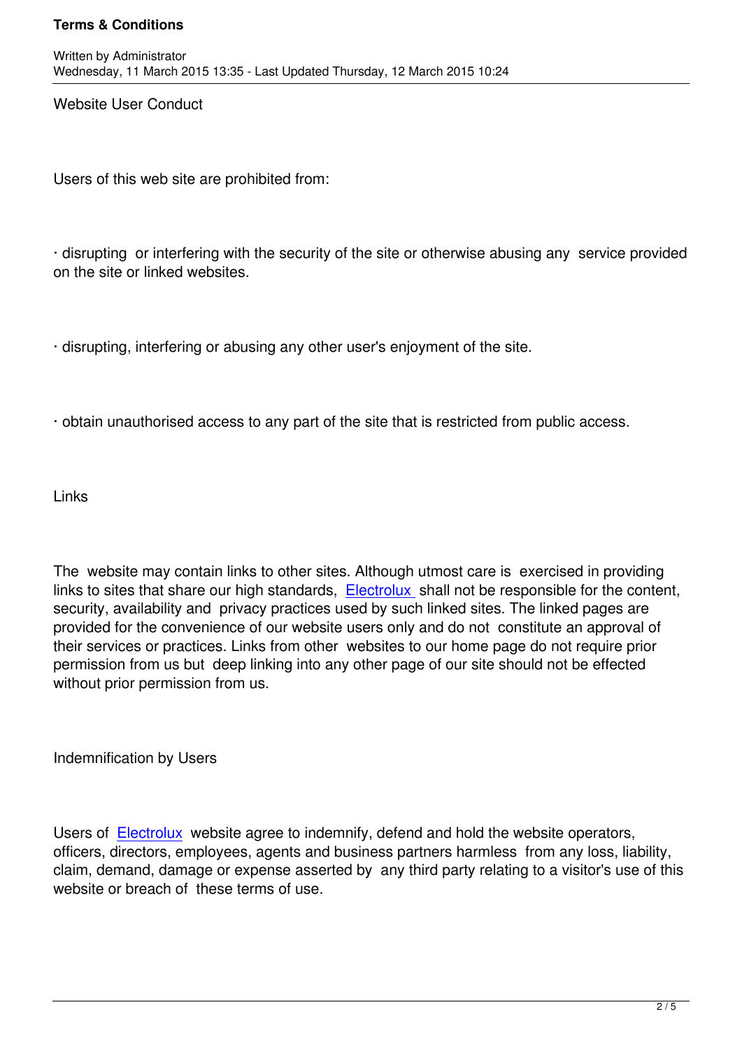Website User Conduct

Users of this web site are prohibited from:

· disrupting or interfering with the security of the site or otherwise abusing any service provided on the site or linked websites.

· disrupting, interfering or abusing any other user's enjoyment of the site.

· obtain unauthorised access to any part of the site that is restricted from public access.

Links

The website may contain links to other sites. Although utmost care is exercised in providing links to sites that share our high standards, Electrolux shall not be responsible for the content, security, availability and privacy practices used by such linked sites. The linked pages are provided for the convenience of our website users only and do not constitute an approval of their services or practices. Links from other websites to our home page do not require prior permission from us but deep linking into any other page of our site should not be effected without prior permission from us.

Indemnification by Users

Users of Electrolux website agree to indemnify, defend and hold the website operators, officers, directors, employees, agents and business partners harmless from any loss, liability, claim, demand, damage or expense asserted by any third party relating to a visitor's use of this website or breach of these terms of use.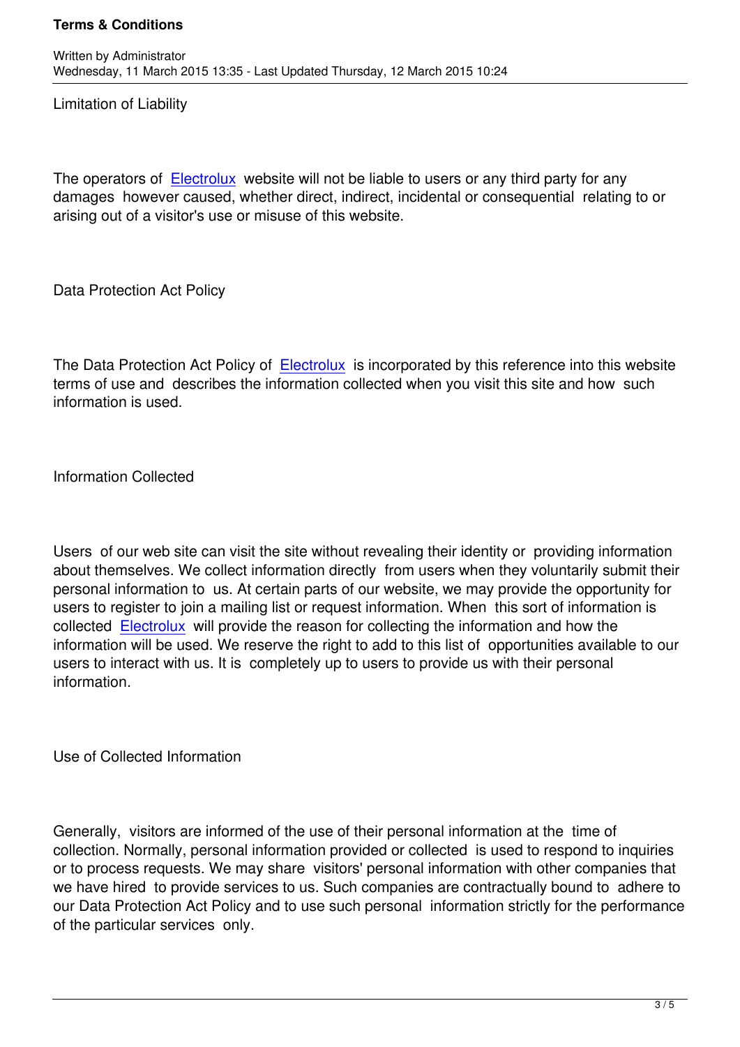## Limitation of Liability

The operators of Electrolux website will not be liable to users or any third party for any damages however caused, whether direct, indirect, incidental or consequential relating to or arising out of a visitor's use or misuse of this website.

## Data Protection Act Policy

The Data Protection Act Policy of Electrolux is incorporated by this reference into this website terms of use and describes the information collected when you visit this site and how such information is used.

## Information Collected

Users of our web site can visit the site without revealing their identity or providing information about themselves. We collect information directly from users when they voluntarily submit their personal information to us. At certain parts of our website, we may provide the opportunity for users to register to join a mailing list or request information. When this sort of information is collected Electrolux will provide the reason for collecting the information and how the information will be used. We reserve the right to add to this list of opportunities available to our users to interact with us. It is completely up to users to provide us with their personal information.

## Use of Collected Information

Generally, visitors are informed of the use of their personal information at the time of collection. Normally, personal information provided or collected is used to respond to inquiries or to process requests. We may share visitors' personal information with other companies that we have hired to provide services to us. Such companies are contractually bound to adhere to our Data Protection Act Policy and to use such personal information strictly for the performance of the particular services only.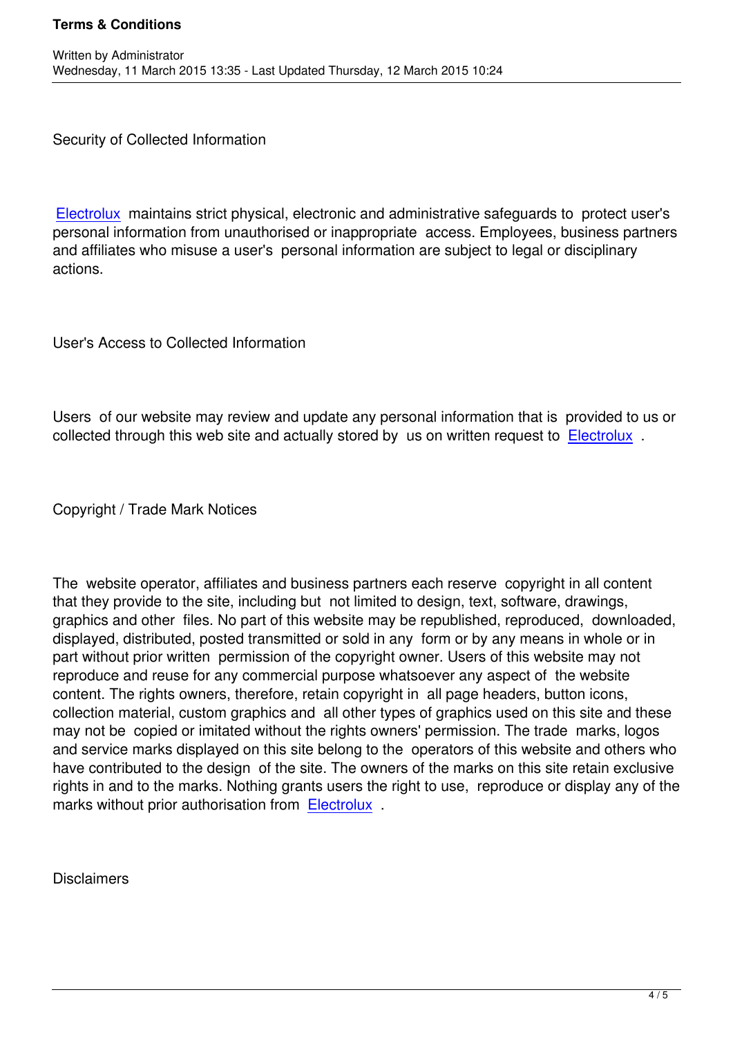## Security of Collected Information

Electrolux maintains strict physical, electronic and administrative safeguards to protect user's personal information from unauthorised or inappropriate access. Employees, business partners and affiliates who misuse a user's personal information are subject to legal or disciplinary actions.

## User's Access to Collected Information

Users of our website may review and update any personal information that is provided to us or collected through this web site and actually stored by us on written request to Electrolux .

## Copyright / Trade Mark Notices

The website operator, affiliates and business partners each reserve copyright in all content that they provide to the site, including but not limited to design, text, software, drawings, graphics and other files. No part of this website may be republished, reproduced, downloaded, displayed, distributed, posted transmitted or sold in any form or by any means in whole or in part without prior written permission of the copyright owner. Users of this website may not reproduce and reuse for any commercial purpose whatsoever any aspect of the website content. The rights owners, therefore, retain copyright in all page headers, button icons, collection material, custom graphics and all other types of graphics used on this site and these may not be copied or imitated without the rights owners' permission. The trade marks, logos and service marks displayed on this site belong to the operators of this website and others who have contributed to the design of the site. The owners of the marks on this site retain exclusive rights in and to the marks. Nothing grants users the right to use, reproduce or display any of the marks without prior authorisation from Electrolux .

## Disclaimers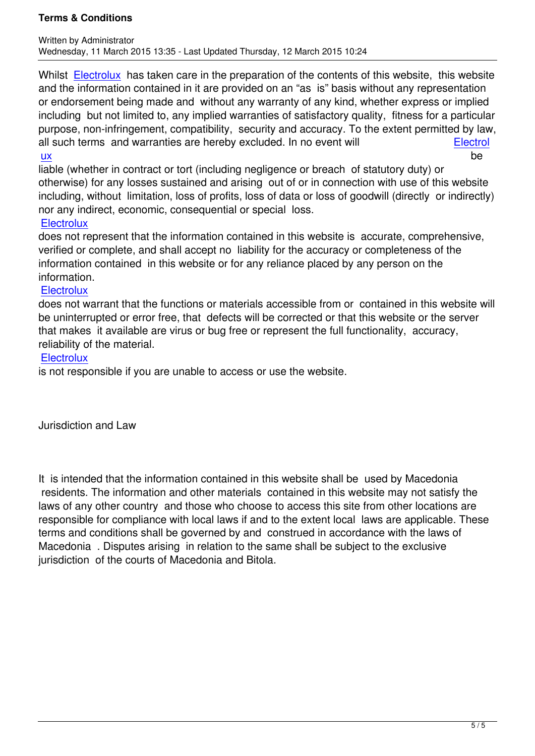Whilst Electrolux has taken care in the preparation of the contents of this website, this website and the information contained in it are provided on an "as is" basis without any representation or endorsement being made and without any warranty of any kind, whether express or implied including but not limited to, any implied warranties of satisfactory quality, fitness for a particular purpose, non-infringement, compatibility, security and accuracy. To the extent permitted by law, all such terms and warranties are hereby excluded. In no event will Electrolux be liable (whether in contract or tort (including negligence or breach of statutory duty) or otherwise) for any losses sustained and arising out of or in connection with use of this website including, without limitation, loss of profits, loss of data or loss of goodwill (directly or indirectly) nor any indirect, economic, consequential or special loss.

Electrolux does not represent that the information contained in this website is accurate, comprehensive, verified or complete, and shall accept no liability for the accuracy or completeness of the information contained in this website or for any reliance placed by any person on the information.

Electrolux does not warrant that the functions or materials accessible from or contained in this website will be uninterrupted or error free, that defects will be corrected or that this website or the server that makes it available are virus or bug free or represent the full functionality, accuracy, reliability of the material.

Electrolux is not responsible if you are unable to access or use the website.

Jurisdiction and Law

It is intended that the information contained in this website shall be used by Macedonia residents. The information and other materials contained in this website may not satisfy the laws of any other country and those who choose to access this site from other locations are responsible for compliance with local laws if and to the extent local laws are applicable. These terms and conditions shall be governed by and construed in accordance with the laws of Macedonia . Disputes arising in relation to the same shall be subject to the exclusive jurisdiction of the courts of Macedonia and Bitola.